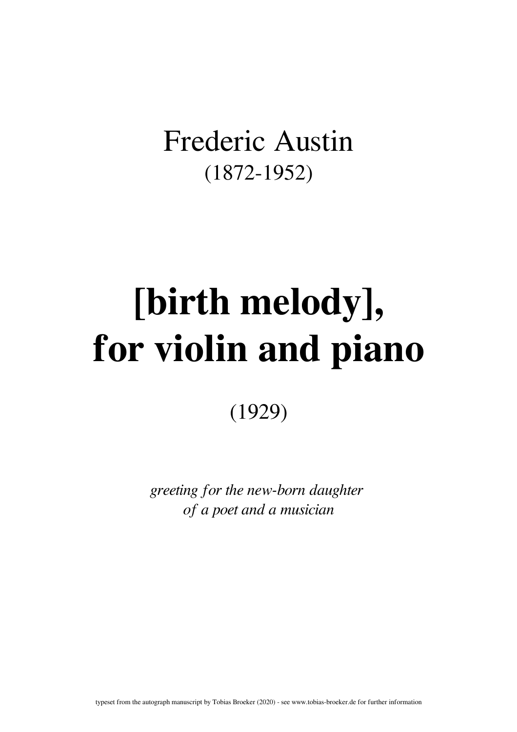Frederic Austin
(1872-1952)

# [birth melody], for violin and piano

(1929)

*greeting for the new-born daughter of a poet and a musician*

typeset from the autograph manuscript by Tobias Broeker (2020) - see www.tobias-broeker.de for further information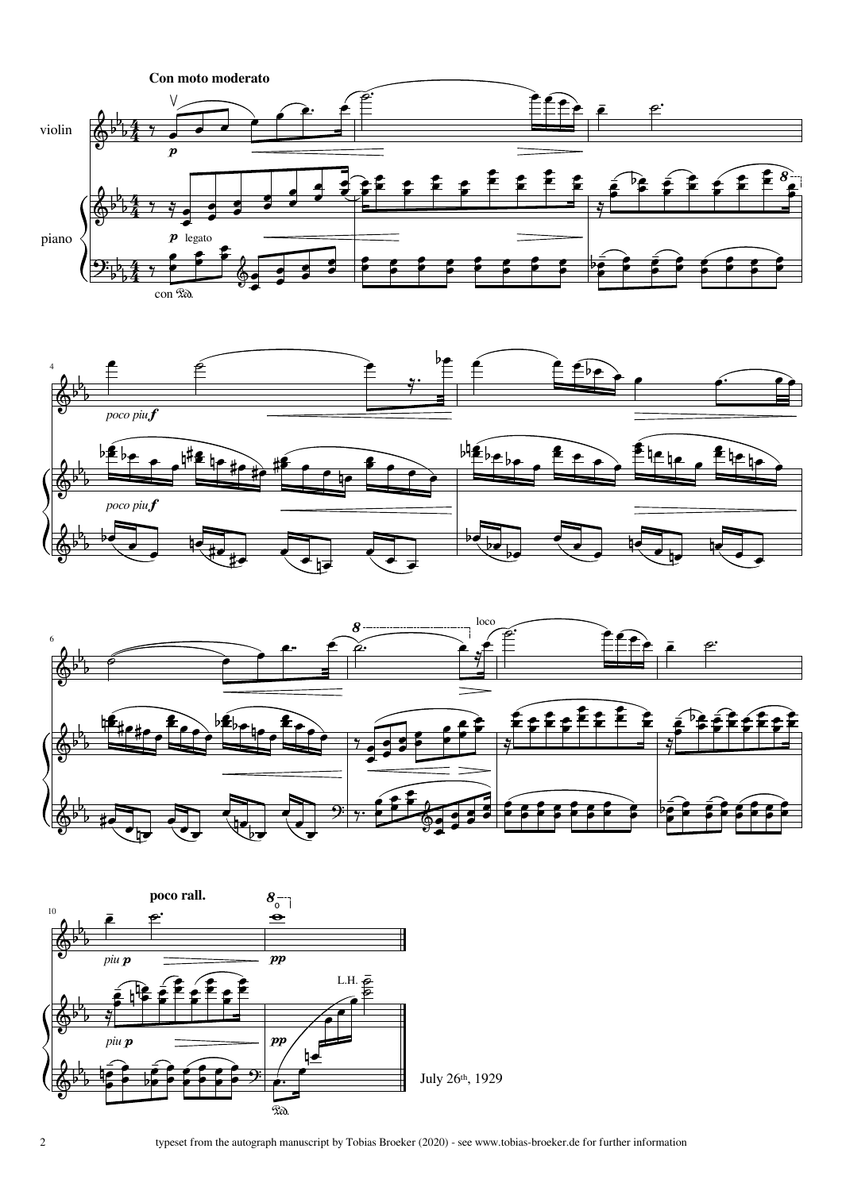July 26th, 1929

typeset from the autograph manuscript by Tobias Broeker (2020) - see www.tobias-broeker.de for further information